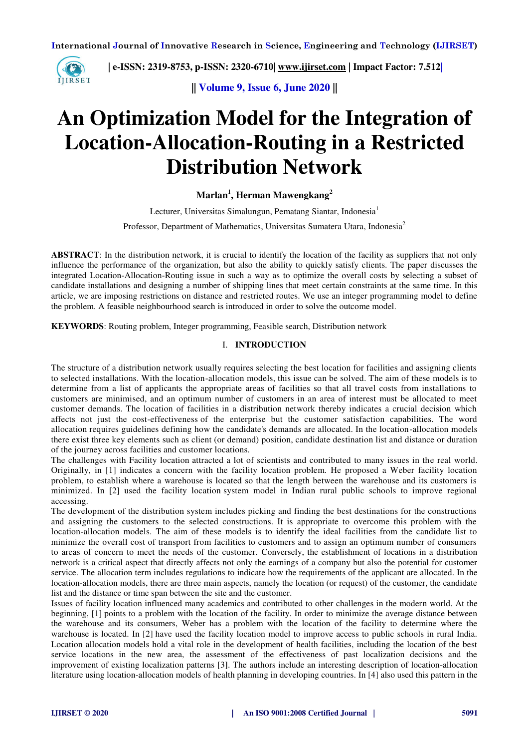# An Optimization Model for the Integration of Location-Allocation-Routing in a Restricted Distribution Network

**Marlan[1], Herman Mawengkang[2]**

Lecturer, Universitas Simalungun, Pematang Siantar, Indonesia[1]

Professor, Department of Mathematics, Universitas Sumatera Utara, Indonesia[2]

**ABSTRACT**: In the distribution network, it is crucial to identify the location of the facility as suppliers that not only influence the performance of the organization, but also the ability to quickly satisfy clients. The paper discusses the integrated Location-Allocation-Routing issue in such a way as to optimize the overall costs by selecting a subset of candidate installations and designing a number of shipping lines that meet certain constraints at the same time. In this article, we are imposing restrictions on distance and restricted routes. We use an integer programming model to define the problem. A feasible neighbourhood search is introduced in order to solve the outcome model.

**KEYWORDS**: Routing problem, Integer programming, Feasible search, Distribution network

## I. INTRODUCTION

The structure of a distribution network usually requires selecting the best location for facilities and assigning clients to selected installations. With the location-allocation models, this issue can be solved. The aim of these models is to determine from a list of applicants the appropriate areas of facilities so that all travel costs from installations to customers are minimised, and an optimum number of customers in an area of interest must be allocated to meet customer demands. The location of facilities in a distribution network thereby indicates a crucial decision which affects not just the cost-effectiveness of the enterprise but the customer satisfaction capabilities. The word allocation requires guidelines defining how the candidate's demands are allocated. In the location-allocation models there exist three key elements such as client (or demand) position, candidate destination list and distance or duration of the journey across facilities and customer locations.

The challenges with Facility location attracted a lot of scientists and contributed to many issues in the real world. Originally, in [1] indicates a concern with the facility location problem. He proposed a Weber facility location problem, to establish where a warehouse is located so that the length between the warehouse and its customers is minimized. In [2] used the facility location system model in Indian rural public schools to improve regional accessing.

The development of the distribution system includes picking and finding the best destinations for the constructions and assigning the customers to the selected constructions. It is appropriate to overcome this problem with the location-allocation models. The aim of these models is to identify the ideal facilities from the candidate list to minimize the overall cost of transport from facilities to customers and to assign an optimum number of consumers to areas of concern to meet the needs of the customer. Conversely, the establishment of locations in a distribution network is a critical aspect that directly affects not only the earnings of a company but also the potential for customer service. The allocation term includes regulations to indicate how the requirements of the applicant are allocated. In the location-allocation models, there are three main aspects, namely the location (or request) of the customer, the candidate list and the distance or time span between the site and the customer.

Issues of facility location influenced many academics and contributed to other challenges in the modern world. At the beginning, [1] points to a problem with the location of the facility. In order to minimize the average distance between the warehouse and its consumers, Weber has a problem with the location of the facility to determine where the warehouse is located. In [2] have used the facility location model to improve access to public schools in rural India. Location allocation models hold a vital role in the development of health facilities, including the location of the best service locations in the new area, the assessment of the effectiveness of past localization decisions and the improvement of existing localization patterns [3]. The authors include an interesting description of location-allocation literature using location-allocation models of health planning in developing countries. In [4] also used this pattern in the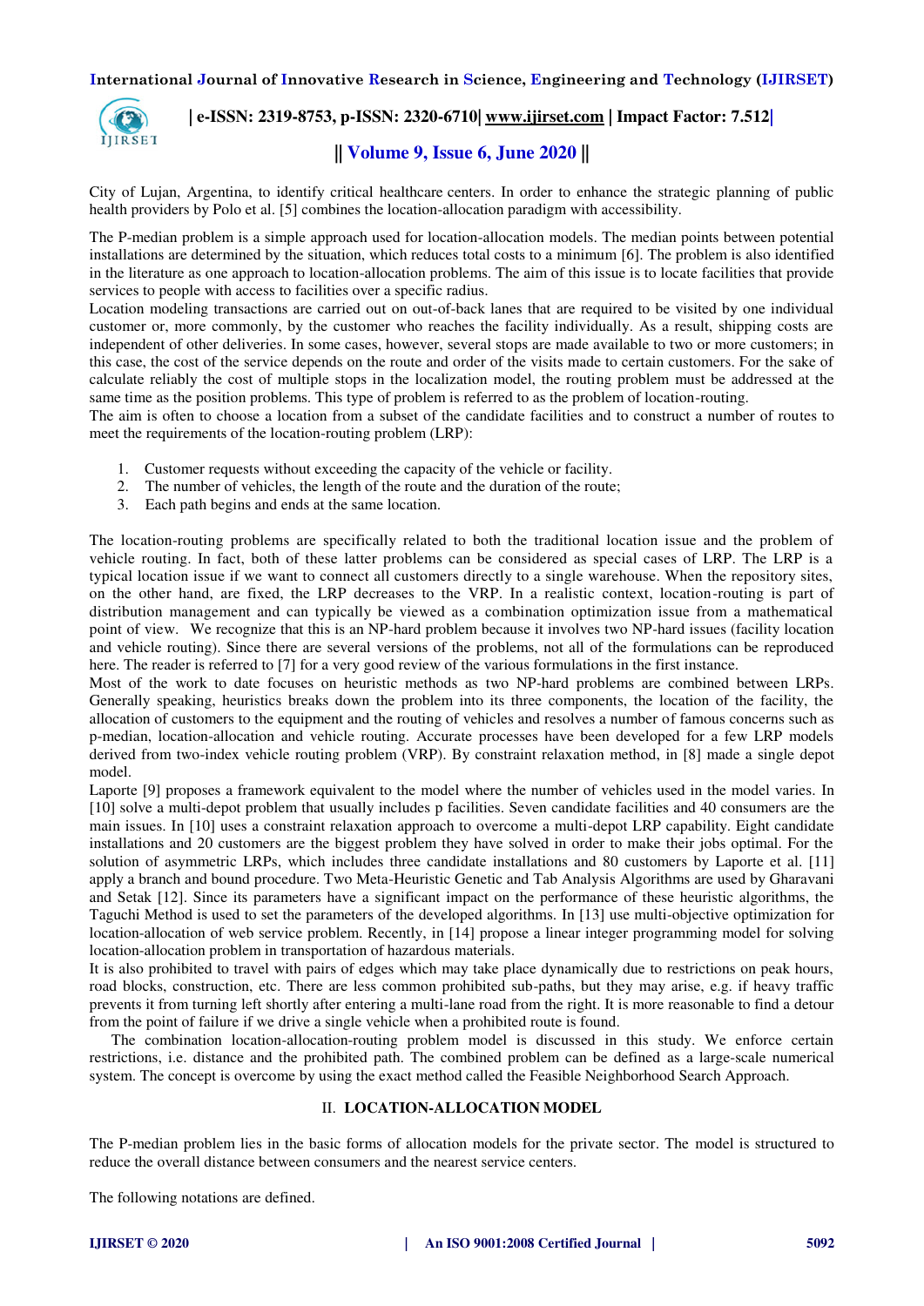City of Lujan, Argentina, to identify critical healthcare centers. In order to enhance the strategic planning of public health providers by Polo et al. [5] combines the location-allocation paradigm with accessibility.

The P-median problem is a simple approach used for location-allocation models. The median points between potential installations are determined by the situation, which reduces total costs to a minimum [6]. The problem is also identified in the literature as one approach to location-allocation problems. The aim of this issue is to locate facilities that provide services to people with access to facilities over a specific radius.

Location modeling transactions are carried out on out-of-back lanes that are required to be visited by one individual customer or, more commonly, by the customer who reaches the facility individually. As a result, shipping costs are independent of other deliveries. In some cases, however, several stops are made available to two or more customers; in this case, the cost of the service depends on the route and order of the visits made to certain customers. For the sake of calculate reliably the cost of multiple stops in the localization model, the routing problem must be addressed at the same time as the position problems. This type of problem is referred to as the problem of location-routing.

The aim is often to choose a location from a subset of the candidate facilities and to construct a number of routes to meet the requirements of the location-routing problem (LRP):

1. Customer requests without exceeding the capacity of the vehicle or facility.
2. The number of vehicles, the length of the route and the duration of the route;
3. Each path begins and ends at the same location.

The location-routing problems are specifically related to both the traditional location issue and the problem of vehicle routing. In fact, both of these latter problems can be considered as special cases of LRP. The LRP is a typical location issue if we want to connect all customers directly to a single warehouse. When the repository sites, on the other hand, are fixed, the LRP decreases to the VRP. In a realistic context, location-routing is part of distribution management and can typically be viewed as a combination optimization issue from a mathematical point of view. We recognize that this is an NP-hard problem because it involves two NP-hard issues (facility location and vehicle routing). Since there are several versions of the problems, not all of the formulations can be reproduced here. The reader is referred to [7] for a very good review of the various formulations in the first instance.

Most of the work to date focuses on heuristic methods as two NP-hard problems are combined between LRPs. Generally speaking, heuristics breaks down the problem into its three components, the location of the facility, the allocation of customers to the equipment and the routing of vehicles and resolves a number of famous concerns such as p-median, location-allocation and vehicle routing. Accurate processes have been developed for a few LRP models derived from two-index vehicle routing problem (VRP). By constraint relaxation method, in [8] made a single depot model.

Laporte [9] proposes a framework equivalent to the model where the number of vehicles used in the model varies. In [10] solve a multi-depot problem that usually includes p facilities. Seven candidate facilities and 40 consumers are the main issues. In [10] uses a constraint relaxation approach to overcome a multi-depot LRP capability. Eight candidate installations and 20 customers are the biggest problem they have solved in order to make their jobs optimal. For the solution of asymmetric LRPs, which includes three candidate installations and 80 customers by Laporte et al. [11] apply a branch and bound procedure. Two Meta-Heuristic Genetic and Tab Analysis Algorithms are used by Gharavani and Setak [12]. Since its parameters have a significant impact on the performance of these heuristic algorithms, the Taguchi Method is used to set the parameters of the developed algorithms. In [13] use multi-objective optimization for location-allocation of web service problem. Recently, in [14] propose a linear integer programming model for solving location-allocation problem in transportation of hazardous materials.

It is also prohibited to travel with pairs of edges which may take place dynamically due to restrictions on peak hours, road blocks, construction, etc. There are less common prohibited sub-paths, but they may arise, e.g. if heavy traffic prevents it from turning left shortly after entering a multi-lane road from the right. It is more reasonable to find a detour from the point of failure if we drive a single vehicle when a prohibited route is found.

The combination location-allocation-routing problem model is discussed in this study. We enforce certain restrictions, i.e. distance and the prohibited path. The combined problem can be defined as a large-scale numerical system. The concept is overcome by using the exact method called the Feasible Neighborhood Search Approach.

## II. LOCATION-ALLOCATION MODEL

The P-median problem lies in the basic forms of allocation models for the private sector. The model is structured to reduce the overall distance between consumers and the nearest service centers.

The following notations are defined.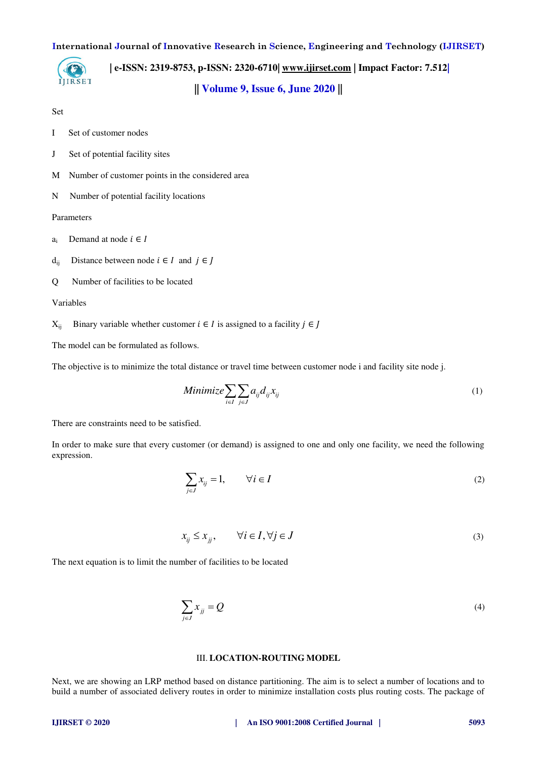Set

I   Set of customer nodes

J   Set of potential facility sites

M   Number of customer points in the considered area

N   Number of potential facility locations

Parameters

$a_i$   Demand at node $i \in I$

$d_{ij}$   Distance between node $i \in I$ and $j \in J$

Q   Number of facilities to be located

Variables

$X_{ij}$   Binary variable whether customer $i \in I$ is assigned to a facility $j \in J$

The model can be formulated as follows.

The objective is to minimize the total distance or travel time between customer node i and facility site node j.

$$Minimize \sum_{i \in I} \sum_{j \in J} a_{ij} d_{ij} x_{ij} \tag{1}$$

There are constraints need to be satisfied.

In order to make sure that every customer (or demand) is assigned to one and only one facility, we need the following expression.

$$\sum_{j \in J} x_{ij} = 1, \qquad \forall i \in I \tag{2}$$

$$x_{ij} \leq x_{jj}, \qquad \forall i \in I, \forall j \in J \tag{3}$$

The next equation is to limit the number of facilities to be located

$$\sum_{j \in J} x_{jj} = Q \tag{4}$$

## III. LOCATION-ROUTING MODEL

Next, we are showing an LRP method based on distance partitioning. The aim is to select a number of locations and to build a number of associated delivery routes in order to minimize installation costs plus routing costs. The package of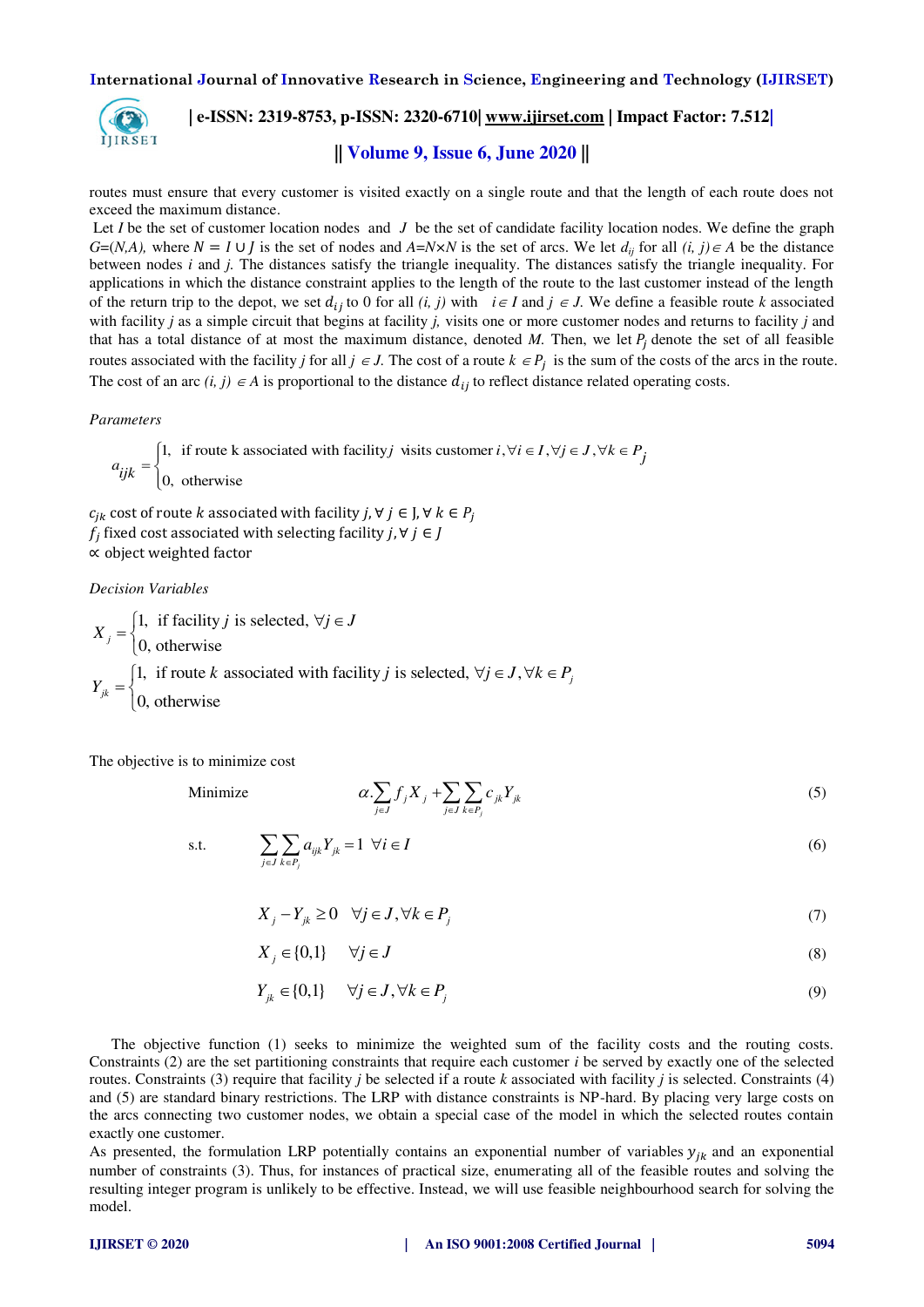routes must ensure that every customer is visited exactly on a single route and that the length of each route does not exceed the maximum distance.

Let $I$ be the set of customer location nodes and $J$ be the set of candidate facility location nodes. We define the graph $G=(N,A)$, where $N = I \cup J$ is the set of nodes and $A=N\times N$ is the set of arcs. We let $d_{ij}$ for all $(i, j) \in A$ be the distance between nodes $i$ and $j$. The distances satisfy the triangle inequality. The distances satisfy the triangle inequality. For applications in which the distance constraint applies to the length of the route to the last customer instead of the length of the return trip to the depot, we set $d_{ij}$ to 0 for all $(i, j)$ with $i \in I$ and $j \in J$. We define a feasible route $k$ associated with facility $j$ as a simple circuit that begins at facility $j$, visits one or more customer nodes and returns to facility $j$ and that has a total distance of at most the maximum distance, denoted $M$. Then, we let $P_j$ denote the set of all feasible routes associated with the facility $j$ for all $j \in J$. The cost of a route $k \in P_j$ is the sum of the costs of the arcs in the route. The cost of an arc $(i, j) \in A$ is proportional to the distance $d_{ij}$ to reflect distance related operating costs.

*Parameters*

$$a_{ijk} = \begin{cases} 1, & \text{if route k associated with facility } j \text{ visits customer } i, \forall i \in I, \forall j \in J, \forall k \in P_j \\ 0, & \text{otherwise} \end{cases}$$

$c_{jk}$ cost of route $k$ associated with facility $j$, $\forall j \in J$, $\forall k \in P_j$

$f_j$ fixed cost associated with selecting facility $j$, $\forall j \in J$

$\propto$ object weighted factor

*Decision Variables*

$$X_j = \begin{cases} 1, & \text{if facility } j \text{ is selected, } \forall j \in J \\ 0, & \text{otherwise} \end{cases}$$

$$Y_{jk} = \begin{cases} 1, & \text{if route } k \text{ associated with facility } j \text{ is selected, } \forall j \in J, \forall k \in P_j \\ 0, & \text{otherwise} \end{cases}$$

The objective is to minimize cost

$$\text{Minimize} \quad \alpha.\sum_{j\in J} f_j X_j + \sum_{j\in J}\sum_{k\in P_j} c_{jk} Y_{jk} \tag{5}$$

$$\text{s.t.} \quad \sum_{j\in J}\sum_{k\in P_j} a_{ijk} Y_{jk} = 1 \quad \forall i \in I \tag{6}$$

$$X_j - Y_{jk} \geq 0 \quad \forall j \in J, \forall k \in P_j \tag{7}$$

$$X_j \in \{0,1\} \quad \forall j \in J \tag{8}$$

$$Y_{jk} \in \{0,1\} \quad \forall j \in J, \forall k \in P_j \tag{9}$$

The objective function (1) seeks to minimize the weighted sum of the facility costs and the routing costs. Constraints (2) are the set partitioning constraints that require each customer $i$ be served by exactly one of the selected routes. Constraints (3) require that facility $j$ be selected if a route $k$ associated with facility $j$ is selected. Constraints (4) and (5) are standard binary restrictions. The LRP with distance constraints is NP-hard. By placing very large costs on the arcs connecting two customer nodes, we obtain a special case of the model in which the selected routes contain exactly one customer.

As presented, the formulation LRP potentially contains an exponential number of variables $y_{jk}$ and an exponential number of constraints (3). Thus, for instances of practical size, enumerating all of the feasible routes and solving the resulting integer program is unlikely to be effective. Instead, we will use feasible neighbourhood search for solving the model.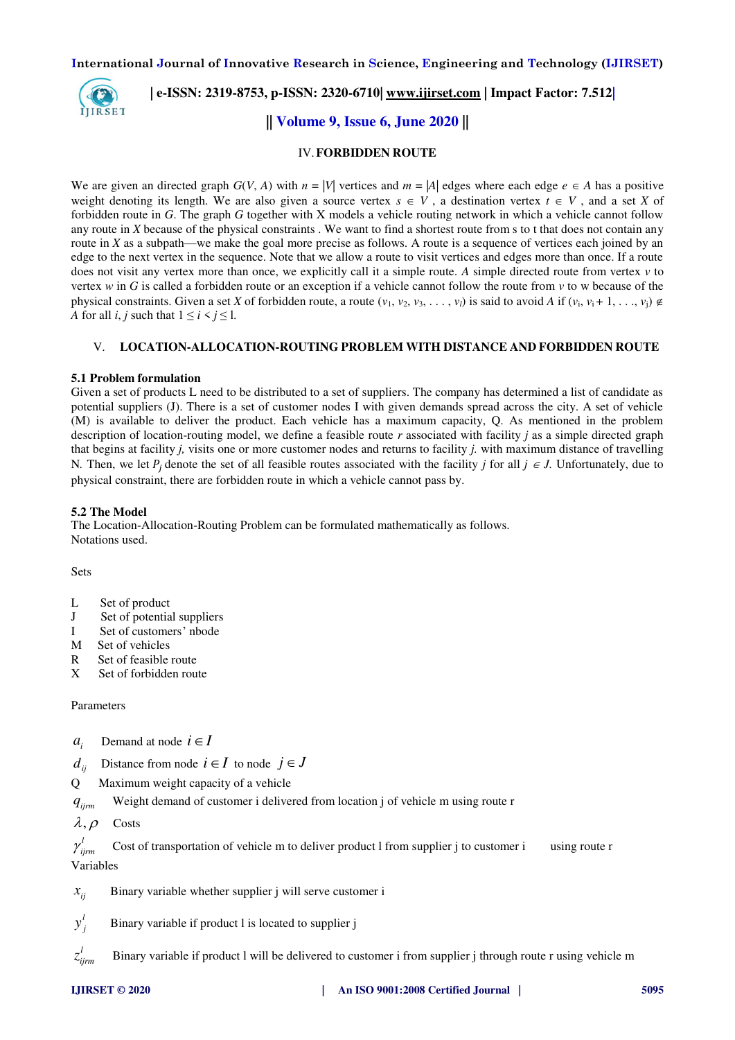## IV. FORBIDDEN ROUTE

We are given an directed graph $G(V, A)$ with $n = |V|$ vertices and $m = |A|$ edges where each edge $e \in A$ has a positive weight denoting its length. We are also given a source vertex $s \in V$, a destination vertex $t \in V$, and a set $X$ of forbidden route in $G$. The graph $G$ together with X models a vehicle routing network in which a vehicle cannot follow any route in $X$ because of the physical constraints . We want to find a shortest route from s to t that does not contain any route in $X$ as a subpath—we make the goal more precise as follows. A route is a sequence of vertices each joined by an edge to the next vertex in the sequence. Note that we allow a route to visit vertices and edges more than once. If a route does not visit any vertex more than once, we explicitly call it a simple route. *A* simple directed route from vertex $v$ to vertex $w$ in $G$ is called a forbidden route or an exception if a vehicle cannot follow the route from v to w because of the physical constraints. Given a set $X$ of forbidden route, a route $(v_1, v_2, v_3, \ldots, v_l)$ is said to avoid $A$ if $(v_i, v_i + 1, \ldots, v_j) \notin A$ for all $i, j$ such that $1 \leq i < j \leq l$.

## V. LOCATION-ALLOCATION-ROUTING PROBLEM WITH DISTANCE AND FORBIDDEN ROUTE

### 5.1 Problem formulation

Given a set of products L need to be distributed to a set of suppliers. The company has determined a list of candidate as potential suppliers (J). There is a set of customer nodes I with given demands spread across the city. A set of vehicle (M) is available to deliver the product. Each vehicle has a maximum capacity, Q. As mentioned in the problem description of location-routing model, we define a feasible route *r* associated with facility *j* as a simple directed graph that begins at facility *j,* visits one or more customer nodes and returns to facility *j.* with maximum distance of travelling N. Then, we let $P_j$ denote the set of all feasible routes associated with the facility *j* for all $j \in J$. Unfortunately, due to physical constraint, there are forbidden route in which a vehicle cannot pass by.

### 5.2 The Model

The Location-Allocation-Routing Problem can be formulated mathematically as follows.
Notations used.

Sets

- L Set of product
- J Set of potential suppliers
- I Set of customers' nbode
- M Set of vehicles
- R Set of feasible route
- X Set of forbidden route

Parameters

- $a_i$ Demand at node $i \in I$
- $d_{ij}$ Distance from node $i \in I$ to node $j \in J$
- Q Maximum weight capacity of a vehicle
- $q_{ijrm}$ Weight demand of customer i delivered from location j of vehicle m using route r
- $\lambda, \rho$ Costs
- $\gamma^l_{ijrm}$ Cost of transportation of vehicle m to deliver product l from supplier j to customer i using route r

Variables

- $x_{ij}$ Binary variable whether supplier j will serve customer i
- $y^l_j$ Binary variable if product l is located to supplier j
- $z^l_{ijrm}$ Binary variable if product l will be delivered to customer i from supplier j through route r using vehicle m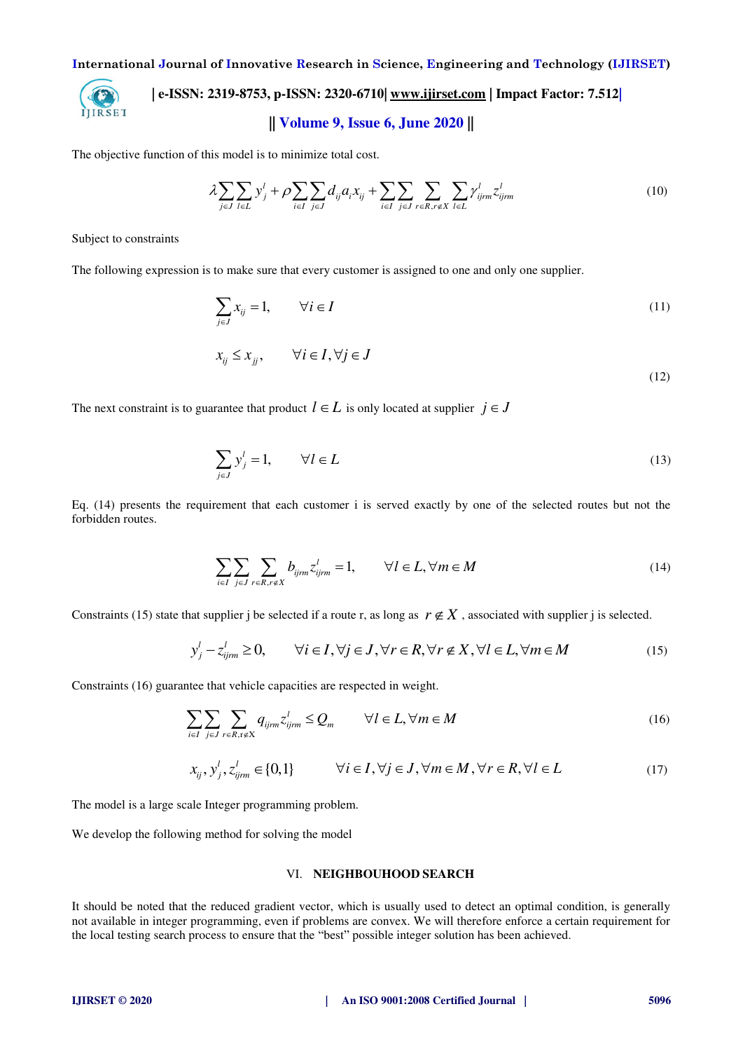The objective function of this model is to minimize total cost.

$$\lambda \sum_{j \in J} \sum_{l \in L} y_j^l + \rho \sum_{i \in I} \sum_{j \in J} d_{ij} a_i x_{ij} + \sum_{i \in I} \sum_{j \in J} \sum_{r \in R, r \notin X} \sum_{l \in L} \gamma_{ijrm}^l z_{ijrm}^l \tag{10}$$

Subject to constraints

The following expression is to make sure that every customer is assigned to one and only one supplier.

$$\sum_{j \in J} x_{ij} = 1, \qquad \forall i \in I \tag{11}$$

$$x_{ij} \le x_{jj}, \qquad \forall i \in I, \forall j \in J \tag{12}$$

The next constraint is to guarantee that product $l \in L$ is only located at supplier $j \in J$

$$\sum_{j \in J} y_j^l = 1, \qquad \forall l \in L \tag{13}$$

Eq. (14) presents the requirement that each customer i is served exactly by one of the selected routes but not the forbidden routes.

$$\sum_{i \in I} \sum_{j \in J} \sum_{r \in R, r \notin X} b_{ijrm} z_{ijrm}^l = 1, \qquad \forall l \in L, \forall m \in M \tag{14}$$

Constraints (15) state that supplier j be selected if a route r, as long as $r \notin X$ , associated with supplier j is selected.

$$y_j^l - z_{ijrm}^l \ge 0, \qquad \forall i \in I, \forall j \in J, \forall r \in R, \forall r \notin X, \forall l \in L, \forall m \in M \tag{15}$$

Constraints (16) guarantee that vehicle capacities are respected in weight.

$$\sum_{i \in I} \sum_{j \in J} \sum_{r \in R, r \notin X} q_{ijrm} z_{ijrm}^l \le Q_m \qquad \forall l \in L, \forall m \in M \tag{16}$$

$$x_{ij}, y_j^l, z_{ijrm}^l \in \{0,1\} \qquad \forall i \in I, \forall j \in J, \forall m \in M, \forall r \in R, \forall l \in L \tag{17}$$

The model is a large scale Integer programming problem.

We develop the following method for solving the model

## VI. NEIGHBOUHOOD SEARCH

It should be noted that the reduced gradient vector, which is usually used to detect an optimal condition, is generally not available in integer programming, even if problems are convex. We will therefore enforce a certain requirement for the local testing search process to ensure that the "best" possible integer solution has been achieved.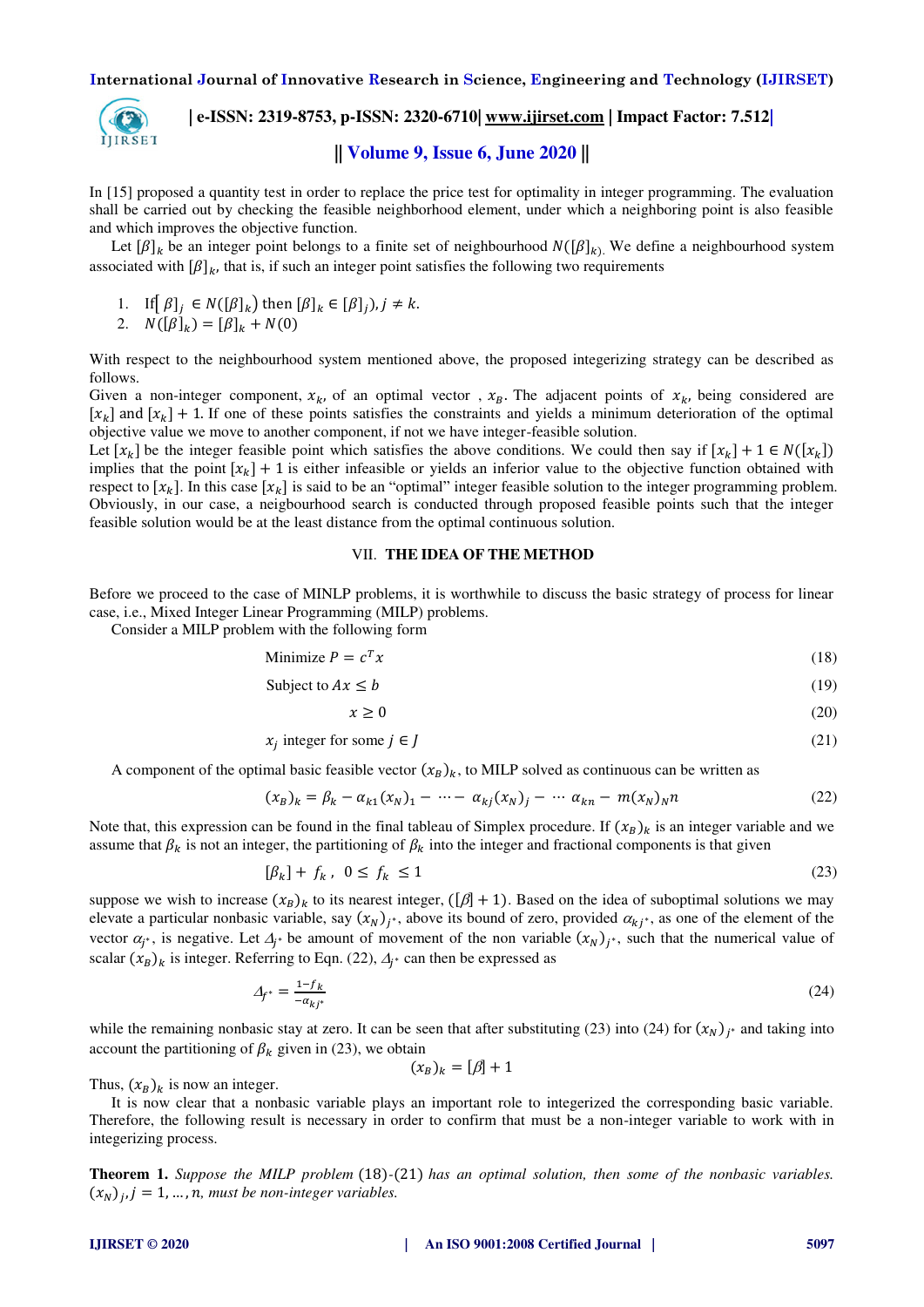In [15] proposed a quantity test in order to replace the price test for optimality in integer programming. The evaluation shall be carried out by checking the feasible neighborhood element, under which a neighboring point is also feasible and which improves the objective function.

Let $[\beta]_k$ be an integer point belongs to a finite set of neighbourhood $N([\beta]_k)$. We define a neighbourhood system associated with $[\beta]_k$, that is, if such an integer point satisfies the following two requirements

1. If $[\beta]_j \in N([\beta]_k)$ then $[\beta]_k \in [\beta]_j), j \neq k$.
2. $N([\beta]_k) = [\beta]_k + N(0)$

With respect to the neighbourhood system mentioned above, the proposed integerizing strategy can be described as follows.

Given a non-integer component, $x_k$, of an optimal vector , $x_B$. The adjacent points of $x_k$, being considered are $[x_k]$ and $[x_k] + 1$. If one of these points satisfies the constraints and yields a minimum deterioration of the optimal objective value we move to another component, if not we have integer-feasible solution.

Let $[x_k]$ be the integer feasible point which satisfies the above conditions. We could then say if $[x_k] + 1 \in N([x_k])$ implies that the point $[x_k] + 1$ is either infeasible or yields an inferior value to the objective function obtained with respect to $[x_k]$. In this case $[x_k]$ is said to be an "optimal" integer feasible solution to the integer programming problem. Obviously, in our case, a neigbourhood search is conducted through proposed feasible points such that the integer feasible solution would be at the least distance from the optimal continuous solution.

## VII. THE IDEA OF THE METHOD

Before we proceed to the case of MINLP problems, it is worthwhile to discuss the basic strategy of process for linear case, i.e., Mixed Integer Linear Programming (MILP) problems.

Consider a MILP problem with the following form

$$\text{Minimize } P = c^T x \tag{18}$$

$$\text{Subject to } Ax \leq b \tag{19}$$

$$x \geq 0 \tag{20}$$

$$x_j \text{ integer for some } j \in J \tag{21}$$

A component of the optimal basic feasible vector $(x_B)_k$, to MILP solved as continuous can be written as

$$(x_B)_k = \beta_k - \alpha_{k1}(x_N)_1 - \cdots - \alpha_{kj}(x_N)_j - \cdots \alpha_{kn} - m(x_N)_N n \tag{22}$$

Note that, this expression can be found in the final tableau of Simplex procedure. If $(x_B)_k$ is an integer variable and we assume that $\beta_k$ is not an integer, the partitioning of $\beta_k$ into the integer and fractional components is that given

$$[\beta_k] + f_k, \quad 0 \leq f_k \leq 1 \tag{23}$$

suppose we wish to increase $(x_B)_k$ to its nearest integer, $([\beta] + 1)$. Based on the idea of suboptimal solutions we may elevate a particular nonbasic variable, say $(x_N)_{j^*}$, above its bound of zero, provided $\alpha_{kj^*}$, as one of the element of the vector $\alpha_{j^*}$, is negative. Let $\Delta_{j^*}$ be amount of movement of the non variable $(x_N)_{j^*}$, such that the numerical value of scalar $(x_B)_k$ is integer. Referring to Eqn. (22), $\Delta_{j^*}$ can then be expressed as

$$\Delta_{j^*} = \frac{1 - f_k}{-\alpha_{kj^*}} \tag{24}$$

while the remaining nonbasic stay at zero. It can be seen that after substituting (23) into (24) for $(x_N)_{j^*}$ and taking into account the partitioning of $\beta_k$ given in (23), we obtain

$$(x_B)_k = [\beta] + 1$$

Thus, $(x_B)_k$ is now an integer.

It is now clear that a nonbasic variable plays an important role to integerized the corresponding basic variable. Therefore, the following result is necessary in order to confirm that must be a non-integer variable to work with in integerizing process.

**Theorem 1.** *Suppose the MILP problem* (18)-(21) *has an optimal solution, then some of the nonbasic variables.* $(x_N)_j, j = 1, \dots, n$, *must be non-integer variables.*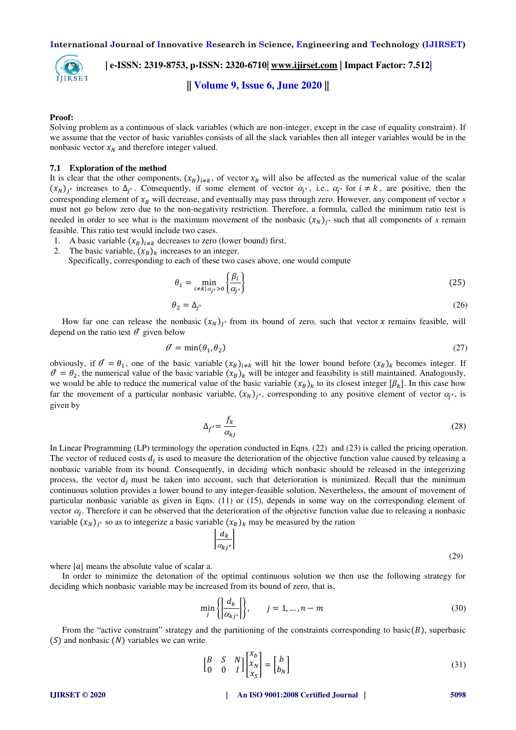**Proof:**
Solving problem as a continuous of slack variables (which are non-integer, except in the case of equality constraint). If we assume that the vector of basic variables consists of all the slack variables then all integer variables would be in the nonbasic vector $x_N$ and therefore integer valued.

### 7.1 Exploration of the method

It is clear that the other components, $(x_B)_{i\neq k}$, of vector $x_B$ will also be affected as the numerical value of the scalar $(x_N)_{j^*}$ increases to $\Delta_{j^*}$. Consequently, if some element of vector $\alpha_{j^*}$, i.e., $\alpha_{j^*}$ for $i \neq k$, are positive, then the corresponding element of $x_B$ will decrease, and eventually may pass through zero. However, any component of vector $x$ must not go below zero due to the non-negativity restriction. Therefore, a formula, called the minimum ratio test is needed in order to see what is the maximum movement of the nonbasic $(x_N)_{j^*}$ such that all components of $x$ remain feasible. This ratio test would include two cases.

1. A basic variable $(x_B)_{i\neq k}$ decreases to zero (lower bound) first.
2. The basic variable, $(x_B)_k$ increases to an integer.

   Specifically, corresponding to each of these two cases above, one would compute

$$\theta_1 = \min_{i\neq k | \alpha_{j^*}>0} \left\{ \frac{\beta_i}{\alpha_{j^*}} \right\} \tag{25}$$

$$\theta_2 = \Delta_{j^*} \tag{26}$$

How far one can release the nonbasic $(x_N)_{j^*}$ from its bound of zero, such that vector $x$ remains feasible, will depend on the ratio test $\theta^*$ given below

$$\theta^* = \min(\theta_1, \theta_2) \tag{27}$$

obviously, if $\theta^* = \theta_1$, one of the basic variable $(x_B)_{i\neq k}$ will hit the lower bound before $(x_B)_k$ becomes integer. If $\theta^* = \theta_2$, the numerical value of the basic variable $(x_B)_k$ will be integer and feasibility is still maintained. Analogously, we would be able to reduce the numerical value of the basic variable $(x_B)_k$ to its closest integer $[\beta_k]$. In this case how far the movement of a particular nonbasic variable, $(x_N)_{j^*}$, corresponding to any positive element of vector $\alpha_{j'}$, is given by

$$\Delta_{f'} = \frac{f_k}{\alpha_{kj}} \tag{28}$$

In Linear Programming (LP) terminology the operation conducted in Eqns. (22) and (23) is called the pricing operation. The vector of reduced costs $d_j$ is used to measure the deterioration of the objective function value caused by releasing a nonbasic variable from its bound. Consequently, in deciding which nonbasic should be released in the integerizing process, the vector $d_j$ must be taken into account, such that deterioration is minimized. Recall that the minimum continuous solution provides a lower bound to any integer-feasible solution. Nevertheless, the amount of movement of particular nonbasic variable as given in Eqns. (11) or (15), depends in some way on the corresponding element of vector $\alpha_j$. Therefore it can be observed that the deterioration of the objective function value due to releasing a nonbasic variable $(x_N)_{j^*}$ so as to integerize a basic variable $(x_B)_k$ may be measured by the ration

$$\left| \frac{d_k}{\alpha_{kj^*}} \right| \tag{29}$$

where $|a|$ means the absolute value of scalar a.

In order to minimize the detonation of the optimal continuous solution we then use the following strategy for deciding which nonbasic variable may be increased from its bound of zero, that is,

$$\min_j \left\{ \left| \frac{d_k}{\alpha_{kj^*}} \right| \right\}, \qquad j = 1, \dots, n-m \tag{30}$$

From the "active constraint" strategy and the partitioning of the constraints corresponding to basic$(B)$, superbasic $(S)$ and nonbasic $(N)$ variables we can write

$$\begin{bmatrix} B & S & N \\ 0 & 0 & I \end{bmatrix} \begin{bmatrix} x_b \\ x_N \\ x_S \end{bmatrix} = \begin{bmatrix} b \\ b_N \end{bmatrix} \tag{31}$$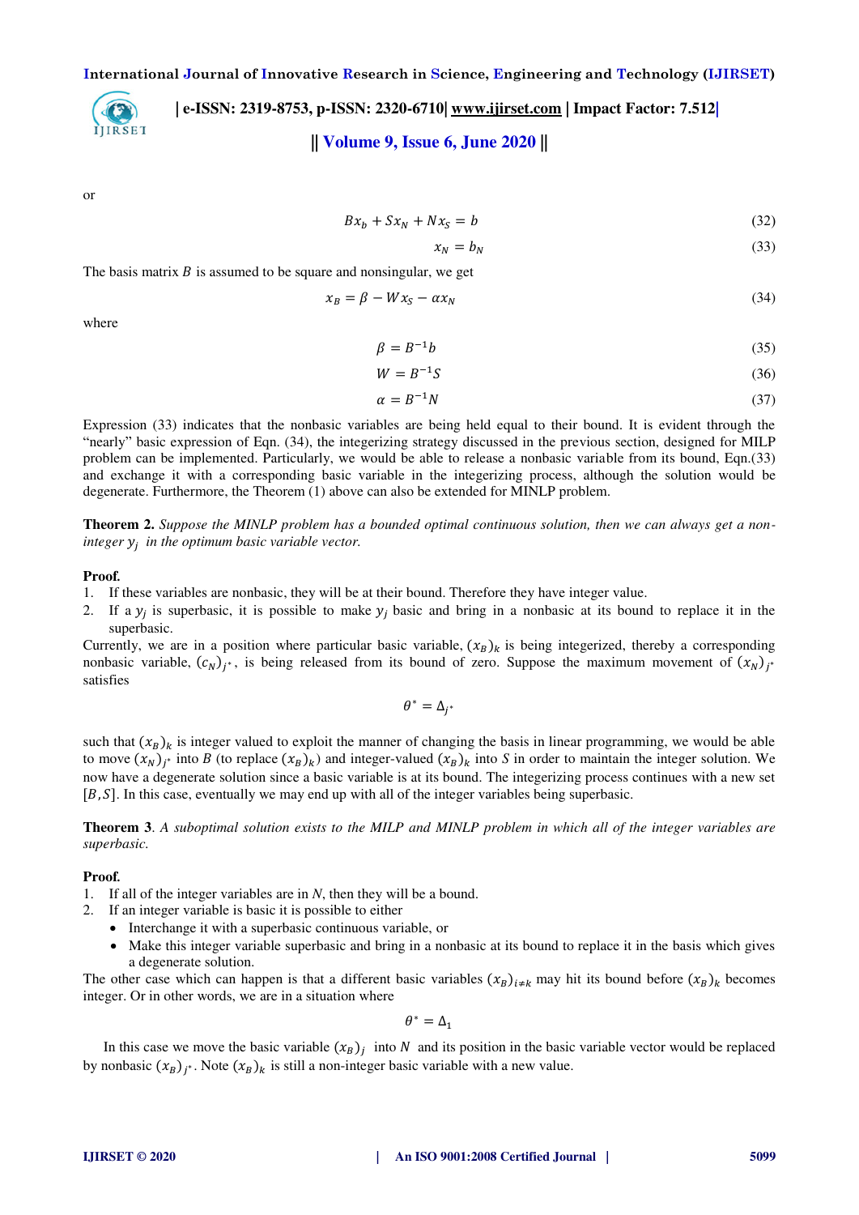or

$$Bx_b + Sx_N + Nx_S = b \tag{32}$$

$$x_N = b_N \tag{33}$$

The basis matrix $B$ is assumed to be square and nonsingular, we get

$$x_B = \beta - Wx_S - \alpha x_N \tag{34}$$

where

$$\beta = B^{-1}b \tag{35}$$

$$W = B^{-1}S \tag{36}$$

$$\alpha = B^{-1}N \tag{37}$$

Expression (33) indicates that the nonbasic variables are being held equal to their bound. It is evident through the "nearly" basic expression of Eqn. (34), the integerizing strategy discussed in the previous section, designed for MILP problem can be implemented. Particularly, we would be able to release a nonbasic variable from its bound, Eqn.(33) and exchange it with a corresponding basic variable in the integerizing process, although the solution would be degenerate. Furthermore, the Theorem (1) above can also be extended for MINLP problem.

**Theorem 2.** *Suppose the MINLP problem has a bounded optimal continuous solution, then we can always get a non-integer $y_j$ in the optimum basic variable vector.*

**Proof.**

1. If these variables are nonbasic, they will be at their bound. Therefore they have integer value.
2. If a $y_j$ is superbasic, it is possible to make $y_j$ basic and bring in a nonbasic at its bound to replace it in the superbasic.

Currently, we are in a position where particular basic variable, $(x_B)_k$ is being integerized, thereby a corresponding nonbasic variable, $(c_N)_{j^*}$, is being released from its bound of zero. Suppose the maximum movement of $(x_N)_{j^*}$ satisfies

$$\theta^* = \Delta_{j^*}$$

such that $(x_B)_k$ is integer valued to exploit the manner of changing the basis in linear programming, we would be able to move $(x_N)_{j^*}$ into $B$ (to replace $(x_B)_k$) and integer-valued $(x_B)_k$ into $S$ in order to maintain the integer solution. We now have a degenerate solution since a basic variable is at its bound. The integerizing process continues with a new set $[B,S]$. In this case, eventually we may end up with all of the integer variables being superbasic.

**Theorem 3**. *A suboptimal solution exists to the MILP and MINLP problem in which all of the integer variables are superbasic.*

**Proof.**

1. If all of the integer variables are in $N$, then they will be a bound.
2. If an integer variable is basic it is possible to either
   - Interchange it with a superbasic continuous variable, or
   - Make this integer variable superbasic and bring in a nonbasic at its bound to replace it in the basis which gives a degenerate solution.

The other case which can happen is that a different basic variables $(x_B)_{i \neq k}$ may hit its bound before $(x_B)_k$ becomes integer. Or in other words, we are in a situation where

$$\theta^* = \Delta_1$$

In this case we move the basic variable $(x_B)_j$ into $N$ and its position in the basic variable vector would be replaced by nonbasic $(x_B)_{j^*}$. Note $(x_B)_k$ is still a non-integer basic variable with a new value.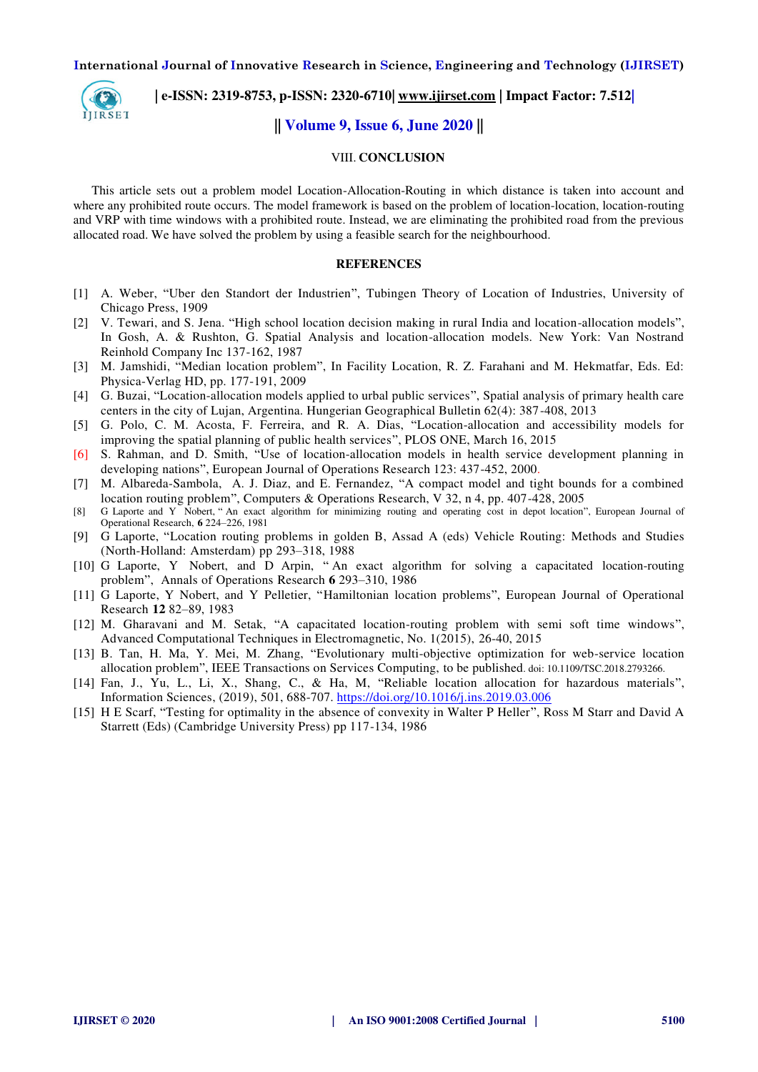## VIII. CONCLUSION

This article sets out a problem model Location-Allocation-Routing in which distance is taken into account and where any prohibited route occurs. The model framework is based on the problem of location-location, location-routing and VRP with time windows with a prohibited route. Instead, we are eliminating the prohibited road from the previous allocated road. We have solved the problem by using a feasible search for the neighbourhood.

## REFERENCES

[1] A. Weber, "Uber den Standort der Industrien", Tubingen Theory of Location of Industries, University of Chicago Press, 1909

[2] V. Tewari, and S. Jena. "High school location decision making in rural India and location-allocation models", In Gosh, A. & Rushton, G. Spatial Analysis and location-allocation models. New York: Van Nostrand Reinhold Company Inc 137-162, 1987

[3] M. Jamshidi, "Median location problem", In Facility Location, R. Z. Farahani and M. Hekmatfar, Eds. Ed: Physica-Verlag HD, pp. 177-191, 2009

[4] G. Buzai, "Location-allocation models applied to urbal public services", Spatial analysis of primary health care centers in the city of Lujan, Argentina. Hungerian Geographical Bulletin 62(4): 387-408, 2013

[5] G. Polo, C. M. Acosta, F. Ferreira, and R. A. Dias, "Location-allocation and accessibility models for improving the spatial planning of public health services", PLOS ONE, March 16, 2015

[6] S. Rahman, and D. Smith, "Use of location-allocation models in health service development planning in developing nations", European Journal of Operations Research 123: 437-452, 2000.

[7] M. Albareda-Sambola, A. J. Diaz, and E. Fernandez, "A compact model and tight bounds for a combined location routing problem", Computers & Operations Research, V 32, n 4, pp. 407-428, 2005

[8] G Laporte and Y Nobert, " An exact algorithm for minimizing routing and operating cost in depot location", European Journal of Operational Research, **6** 224–226, 1981

[9] G Laporte, "Location routing problems in golden B, Assad A (eds) Vehicle Routing: Methods and Studies (North-Holland: Amsterdam) pp 293–318, 1988

[10] G Laporte, Y Nobert, and D Arpin, " An exact algorithm for solving a capacitated location-routing problem", Annals of Operations Research **6** 293–310, 1986

[11] G Laporte, Y Nobert, and Y Pelletier, "Hamiltonian location problems", European Journal of Operational Research **12** 82–89, 1983

[12] M. Gharavani and M. Setak, "A capacitated location-routing problem with semi soft time windows", Advanced Computational Techniques in Electromagnetic, No. 1(2015), 26-40, 2015

[13] B. Tan, H. Ma, Y. Mei, M. Zhang, "Evolutionary multi-objective optimization for web-service location allocation problem", IEEE Transactions on Services Computing, to be published. doi: 10.1109/TSC.2018.2793266.

[14] Fan, J., Yu, L., Li, X., Shang, C., & Ha, M, "Reliable location allocation for hazardous materials", Information Sciences, (2019), 501, 688-707. https://doi.org/10.1016/j.ins.2019.03.006

[15] H E Scarf, "Testing for optimality in the absence of convexity in Walter P Heller", Ross M Starr and David A Starrett (Eds) (Cambridge University Press) pp 117-134, 1986